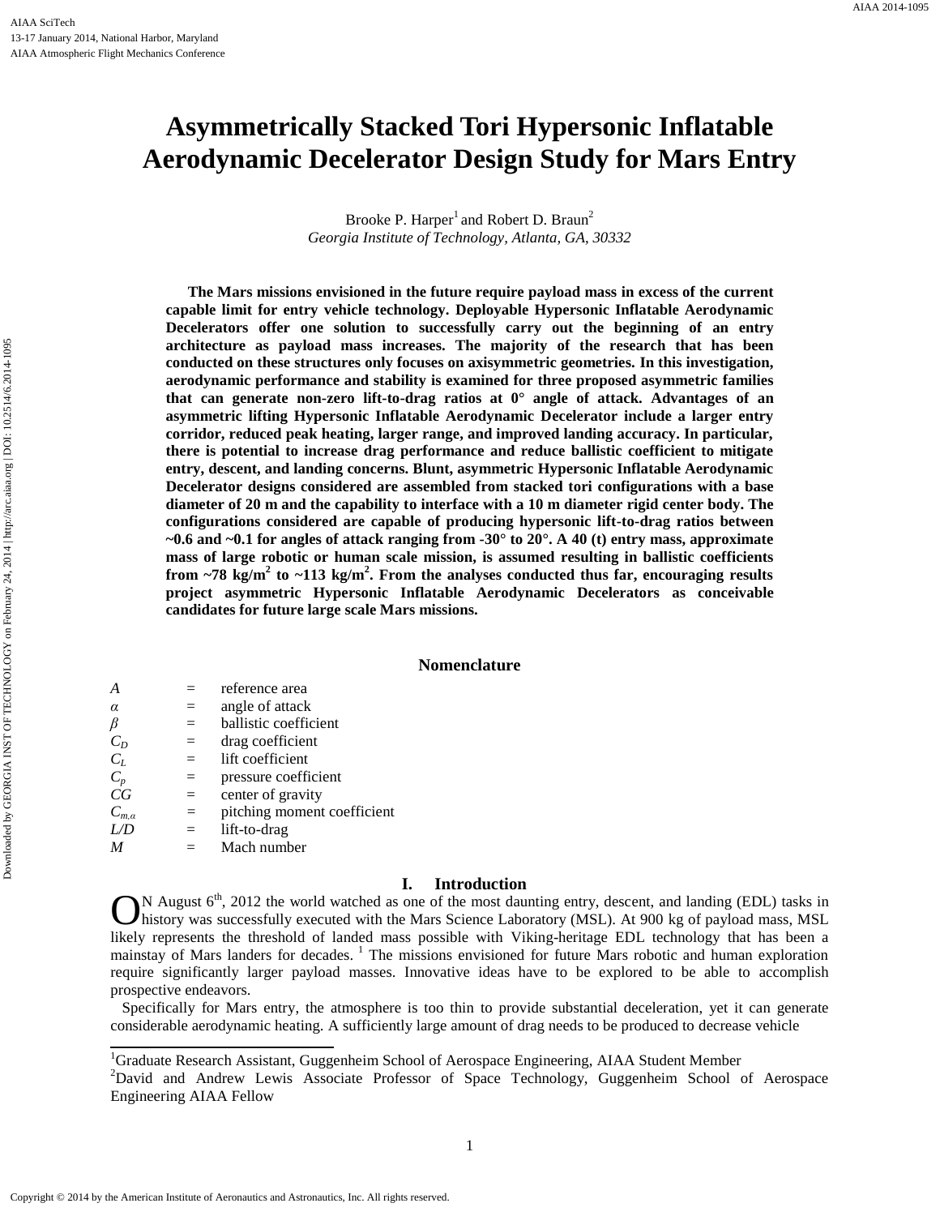# Asymmetrically Stacked Tori Hypersonic Inflatable Aerodynamic Decelerator Design Study for Mars Entry

Brooke P. Harper[1] and Robert D. Braun[2]

*Georgia Institute of Technology, Atlanta, GA, 30332*

**The Mars missions envisioned in the future require payload mass in excess of the current capable limit for entry vehicle technology. Deployable Hypersonic Inflatable Aerodynamic Decelerators offer one solution to successfully carry out the beginning of an entry architecture as payload mass increases. The majority of the research that has been conducted on these structures only focuses on axisymmetric geometries. In this investigation, aerodynamic performance and stability is examined for three proposed asymmetric families that can generate non-zero lift-to-drag ratios at 0° angle of attack. Advantages of an asymmetric lifting Hypersonic Inflatable Aerodynamic Decelerator include a larger entry corridor, reduced peak heating, larger range, and improved landing accuracy. In particular, there is potential to increase drag performance and reduce ballistic coefficient to mitigate entry, descent, and landing concerns. Blunt, asymmetric Hypersonic Inflatable Aerodynamic Decelerator designs considered are assembled from stacked tori configurations with a base diameter of 20 m and the capability to interface with a 10 m diameter rigid center body. The configurations considered are capable of producing hypersonic lift-to-drag ratios between ~0.6 and ~0.1 for angles of attack ranging from -30° to 20°. A 40 (t) entry mass, approximate mass of large robotic or human scale mission, is assumed resulting in ballistic coefficients from ~78 kg/m$^2$ to ~113 kg/m$^2$. From the analyses conducted thus far, encouraging results project asymmetric Hypersonic Inflatable Aerodynamic Decelerators as conceivable candidates for future large scale Mars missions.**

## Nomenclature

| | | |
|---|---|---|
| $A$ | = | reference area |
| $\alpha$ | = | angle of attack |
| $\beta$ | = | ballistic coefficient |
| $C_D$ | = | drag coefficient |
| $C_L$ | = | lift coefficient |
| $C_p$ | = | pressure coefficient |
| $CG$ | = | center of gravity |
| $C_{m,\alpha}$ | = | pitching moment coefficient |
| $L/D$ | = | lift-to-drag |
| $M$ | = | Mach number |

## I. Introduction

On August 6th, 2012 the world watched as one of the most daunting entry, descent, and landing (EDL) tasks in history was successfully executed with the Mars Science Laboratory (MSL). At 900 kg of payload mass, MSL likely represents the threshold of landed mass possible with Viking-heritage EDL technology that has been a mainstay of Mars landers for decades. [1] The missions envisioned for future Mars robotic and human exploration require significantly larger payload masses. Innovative ideas have to be explored to be able to accomplish prospective endeavors.

Specifically for Mars entry, the atmosphere is too thin to provide substantial deceleration, yet it can generate considerable aerodynamic heating. A sufficiently large amount of drag needs to be produced to decrease vehicle

---

[1] Graduate Research Assistant, Guggenheim School of Aerospace Engineering, AIAA Student Member

[2] David and Andrew Lewis Associate Professor of Space Technology, Guggenheim School of Aerospace Engineering AIAA Fellow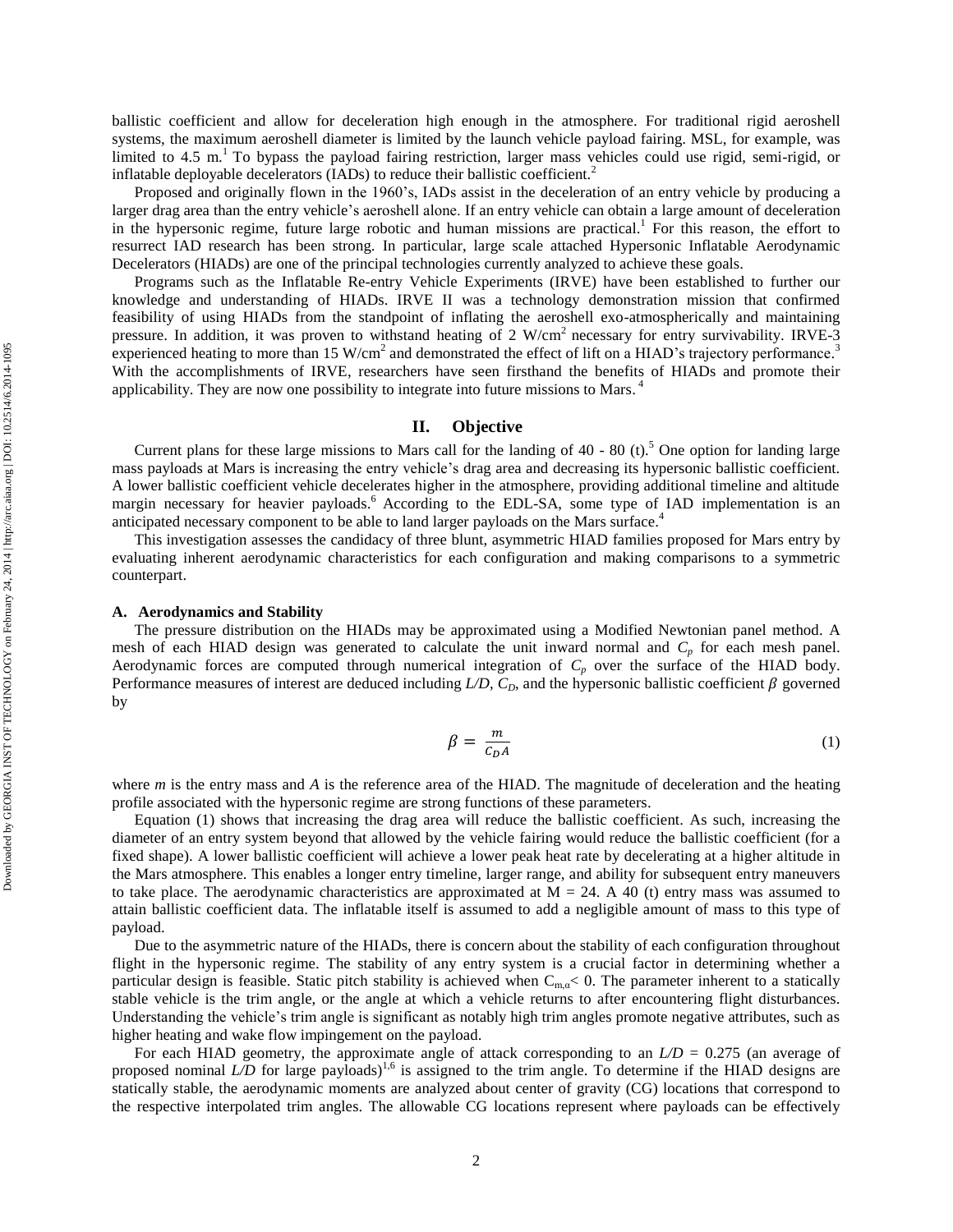ballistic coefficient and allow for deceleration high enough in the atmosphere. For traditional rigid aeroshell systems, the maximum aeroshell diameter is limited by the launch vehicle payload fairing. MSL, for example, was limited to 4.5 m.[1] To bypass the payload fairing restriction, larger mass vehicles could use rigid, semi-rigid, or inflatable deployable decelerators (IADs) to reduce their ballistic coefficient.[2]

Proposed and originally flown in the 1960's, IADs assist in the deceleration of an entry vehicle by producing a larger drag area than the entry vehicle's aeroshell alone. If an entry vehicle can obtain a large amount of deceleration in the hypersonic regime, future large robotic and human missions are practical.[1] For this reason, the effort to resurrect IAD research has been strong. In particular, large scale attached Hypersonic Inflatable Aerodynamic Decelerators (HIADs) are one of the principal technologies currently analyzed to achieve these goals.

Programs such as the Inflatable Re-entry Vehicle Experiments (IRVE) have been established to further our knowledge and understanding of HIADs. IRVE II was a technology demonstration mission that confirmed feasibility of using HIADs from the standpoint of inflating the aeroshell exo-atmospherically and maintaining pressure. In addition, it was proven to withstand heating of 2 W/cm$^2$ necessary for entry survivability. IRVE-3 experienced heating to more than 15 W/cm$^2$ and demonstrated the effect of lift on a HIAD's trajectory performance.[3] With the accomplishments of IRVE, researchers have seen firsthand the benefits of HIADs and promote their applicability. They are now one possibility to integrate into future missions to Mars.[4]

## II. Objective

Current plans for these large missions to Mars call for the landing of 40 - 80 (t).[5] One option for landing large mass payloads at Mars is increasing the entry vehicle's drag area and decreasing its hypersonic ballistic coefficient. A lower ballistic coefficient vehicle decelerates higher in the atmosphere, providing additional timeline and altitude margin necessary for heavier payloads.[6] According to the EDL-SA, some type of IAD implementation is an anticipated necessary component to be able to land larger payloads on the Mars surface.[4]

This investigation assesses the candidacy of three blunt, asymmetric HIAD families proposed for Mars entry by evaluating inherent aerodynamic characteristics for each configuration and making comparisons to a symmetric counterpart.

### A. Aerodynamics and Stability

The pressure distribution on the HIADs may be approximated using a Modified Newtonian panel method. A mesh of each HIAD design was generated to calculate the unit inward normal and $C_p$ for each mesh panel. Aerodynamic forces are computed through numerical integration of $C_p$ over the surface of the HIAD body. Performance measures of interest are deduced including $L/D$, $C_D$, and the hypersonic ballistic coefficient $\beta$ governed by

$$\beta = \frac{m}{C_D A} \tag{1}$$

where $m$ is the entry mass and $A$ is the reference area of the HIAD. The magnitude of deceleration and the heating profile associated with the hypersonic regime are strong functions of these parameters.

Equation (1) shows that increasing the drag area will reduce the ballistic coefficient. As such, increasing the diameter of an entry system beyond that allowed by the vehicle fairing would reduce the ballistic coefficient (for a fixed shape). A lower ballistic coefficient will achieve a lower peak heat rate by decelerating at a higher altitude in the Mars atmosphere. This enables a longer entry timeline, larger range, and ability for subsequent entry maneuvers to take place. The aerodynamic characteristics are approximated at M = 24. A 40 (t) entry mass was assumed to attain ballistic coefficient data. The inflatable itself is assumed to add a negligible amount of mass to this type of payload.

Due to the asymmetric nature of the HIADs, there is concern about the stability of each configuration throughout flight in the hypersonic regime. The stability of any entry system is a crucial factor in determining whether a particular design is feasible. Static pitch stability is achieved when $C_{m,\alpha} < 0$. The parameter inherent to a statically stable vehicle is the trim angle, or the angle at which a vehicle returns to after encountering flight disturbances. Understanding the vehicle's trim angle is significant as notably high trim angles promote negative attributes, such as higher heating and wake flow impingement on the payload.

For each HIAD geometry, the approximate angle of attack corresponding to an $L/D$ = 0.275 (an average of proposed nominal $L/D$ for large payloads)[1,6] is assigned to the trim angle. To determine if the HIAD designs are statically stable, the aerodynamic moments are analyzed about center of gravity (CG) locations that correspond to the respective interpolated trim angles. The allowable CG locations represent where payloads can be effectively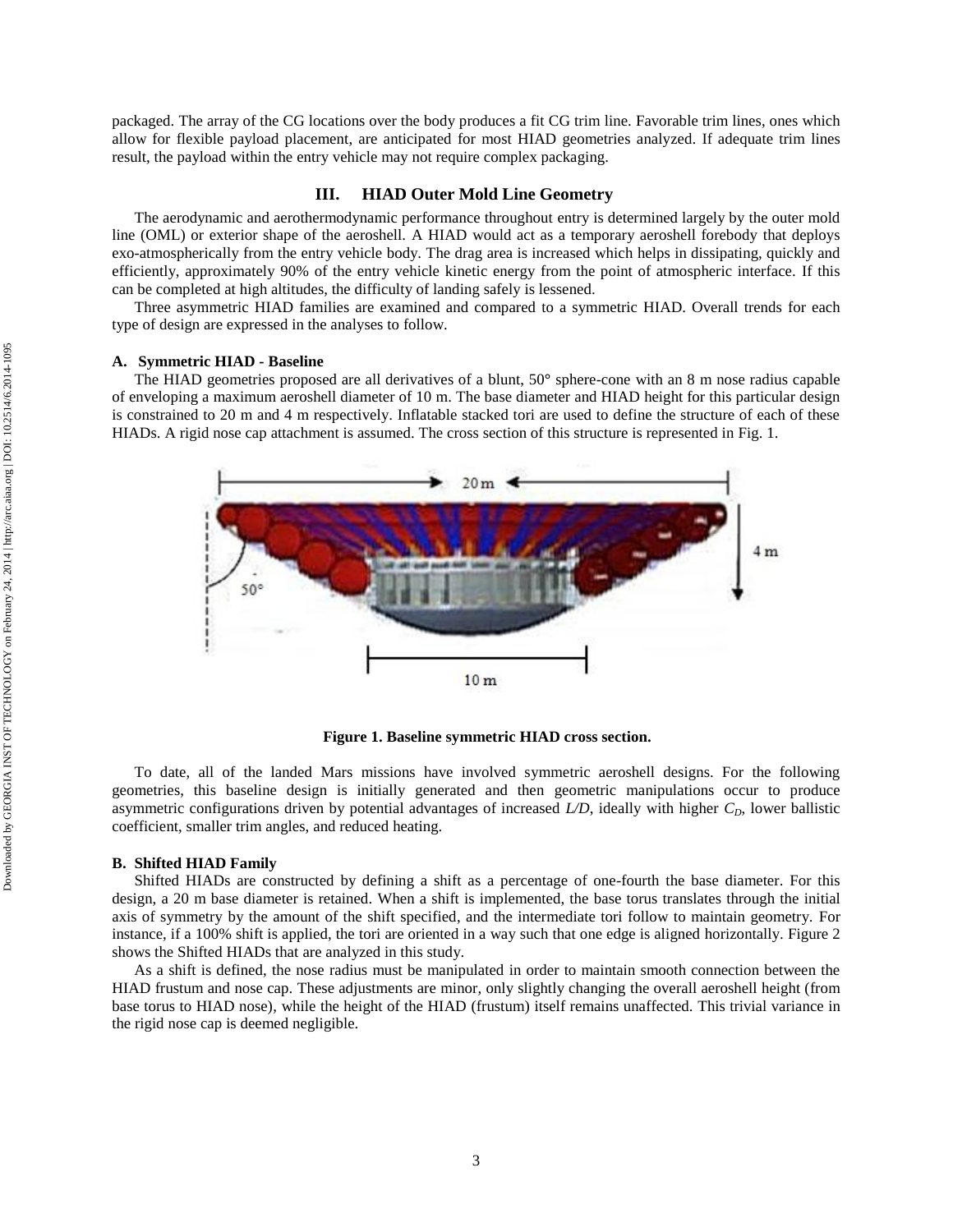packaged. The array of the CG locations over the body produces a fit CG trim line. Favorable trim lines, ones which allow for flexible payload placement, are anticipated for most HIAD geometries analyzed. If adequate trim lines result, the payload within the entry vehicle may not require complex packaging.

## III. HIAD Outer Mold Line Geometry

The aerodynamic and aerothermodynamic performance throughout entry is determined largely by the outer mold line (OML) or exterior shape of the aeroshell. A HIAD would act as a temporary aeroshell forebody that deploys exo-atmospherically from the entry vehicle body. The drag area is increased which helps in dissipating, quickly and efficiently, approximately 90% of the entry vehicle kinetic energy from the point of atmospheric interface. If this can be completed at high altitudes, the difficulty of landing safely is lessened.

Three asymmetric HIAD families are examined and compared to a symmetric HIAD. Overall trends for each type of design are expressed in the analyses to follow.

### A. Symmetric HIAD - Baseline

The HIAD geometries proposed are all derivatives of a blunt, 50° sphere-cone with an 8 m nose radius capable of enveloping a maximum aeroshell diameter of 10 m. The base diameter and HIAD height for this particular design is constrained to 20 m and 4 m respectively. Inflatable stacked tori are used to define the structure of each of these HIADs. A rigid nose cap attachment is assumed. The cross section of this structure is represented in Fig. 1.

**Figure 1. Baseline symmetric HIAD cross section.**

To date, all of the landed Mars missions have involved symmetric aeroshell designs. For the following geometries, this baseline design is initially generated and then geometric manipulations occur to produce asymmetric configurations driven by potential advantages of increased *L/D*, ideally with higher $C_D$, lower ballistic coefficient, smaller trim angles, and reduced heating.

### B. Shifted HIAD Family

Shifted HIADs are constructed by defining a shift as a percentage of one-fourth the base diameter. For this design, a 20 m base diameter is retained. When a shift is implemented, the base torus translates through the initial axis of symmetry by the amount of the shift specified, and the intermediate tori follow to maintain geometry. For instance, if a 100% shift is applied, the tori are oriented in a way such that one edge is aligned horizontally. Figure 2 shows the Shifted HIADs that are analyzed in this study.

As a shift is defined, the nose radius must be manipulated in order to maintain smooth connection between the HIAD frustum and nose cap. These adjustments are minor, only slightly changing the overall aeroshell height (from base torus to HIAD nose), while the height of the HIAD (frustum) itself remains unaffected. This trivial variance in the rigid nose cap is deemed negligible.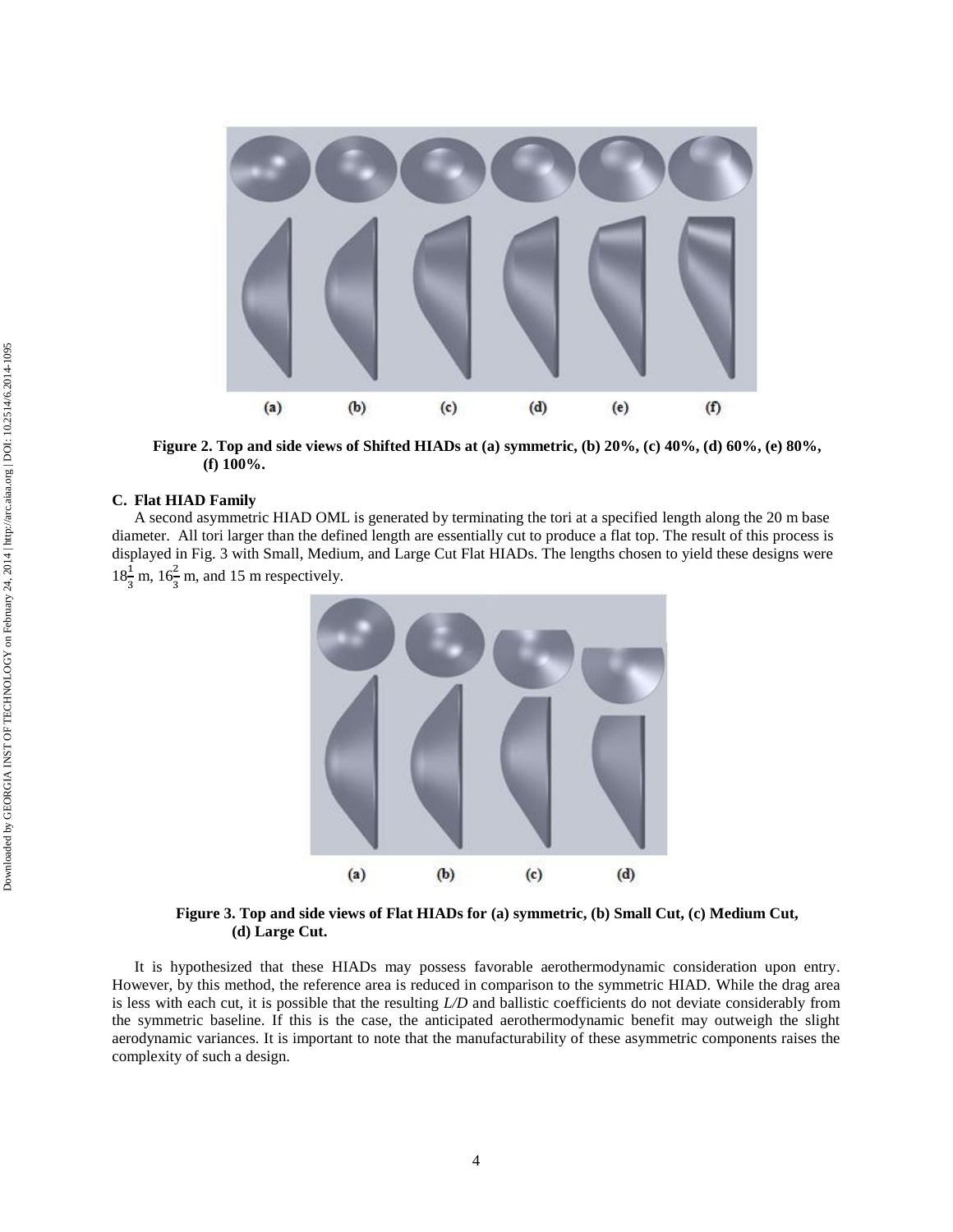Figure 2. Top and side views of Shifted HIADs at (a) symmetric, (b) 20%, (c) 40%, (d) 60%, (e) 80%, (f) 100%.

### C. Flat HIAD Family

A second asymmetric HIAD OML is generated by terminating the tori at a specified length along the 20 m base diameter. All tori larger than the defined length are essentially cut to produce a flat top. The result of this process is displayed in Fig. 3 with Small, Medium, and Large Cut Flat HIADs. The lengths chosen to yield these designs were $18\frac{1}{3}$ m, $16\frac{2}{3}$ m, and 15 m respectively.

Figure 3. Top and side views of Flat HIADs for (a) symmetric, (b) Small Cut, (c) Medium Cut, (d) Large Cut.

It is hypothesized that these HIADs may possess favorable aerothermodynamic consideration upon entry. However, by this method, the reference area is reduced in comparison to the symmetric HIAD. While the drag area is less with each cut, it is possible that the resulting *L/D* and ballistic coefficients do not deviate considerably from the symmetric baseline. If this is the case, the anticipated aerothermodynamic benefit may outweigh the slight aerodynamic variances. It is important to note that the manufacturability of these asymmetric components raises the complexity of such a design.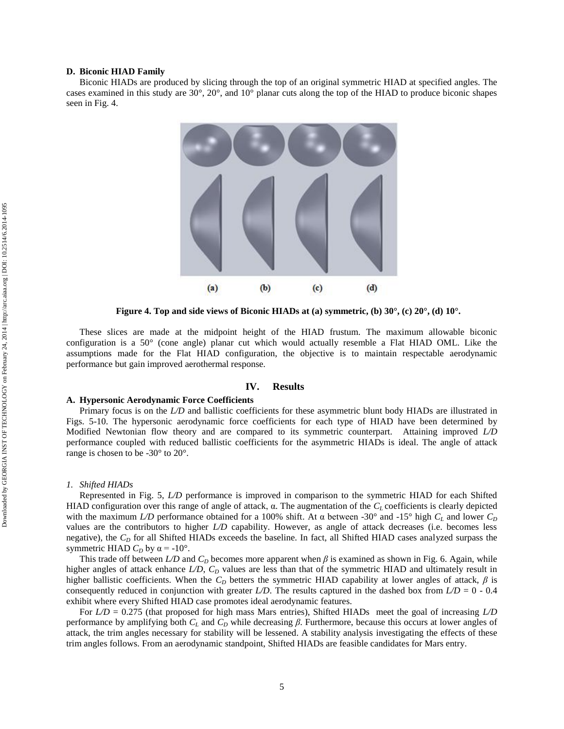### D. Biconic HIAD Family

Biconic HIADs are produced by slicing through the top of an original symmetric HIAD at specified angles. The cases examined in this study are 30°, 20°, and 10° planar cuts along the top of the HIAD to produce biconic shapes seen in Fig. 4.

**Figure 4. Top and side views of Biconic HIADs at (a) symmetric, (b) 30°, (c) 20°, (d) 10°.**

These slices are made at the midpoint height of the HIAD frustum. The maximum allowable biconic configuration is a 50° (cone angle) planar cut which would actually resemble a Flat HIAD OML. Like the assumptions made for the Flat HIAD configuration, the objective is to maintain respectable aerodynamic performance but gain improved aerothermal response.

## IV. Results

### A. Hypersonic Aerodynamic Force Coefficients

Primary focus is on the *L/D* and ballistic coefficients for these asymmetric blunt body HIADs are illustrated in Figs. 5-10. The hypersonic aerodynamic force coefficients for each type of HIAD have been determined by Modified Newtonian flow theory and are compared to its symmetric counterpart. Attaining improved *L/D* performance coupled with reduced ballistic coefficients for the asymmetric HIADs is ideal. The angle of attack range is chosen to be -30° to 20°.

#### *1. Shifted HIADs*

Represented in Fig. 5, *L/D* performance is improved in comparison to the symmetric HIAD for each Shifted HIAD configuration over this range of angle of attack, $\alpha$. The augmentation of the $C_L$ coefficients is clearly depicted with the maximum *L/D* performance obtained for a 100% shift. At $\alpha$ between -30° and -15° high $C_L$ and lower $C_D$ values are the contributors to higher *L/D* capability. However, as angle of attack decreases (i.e. becomes less negative), the $C_D$ for all Shifted HIADs exceeds the baseline. In fact, all Shifted HIAD cases analyzed surpass the symmetric HIAD $C_D$ by $\alpha$ = -10°.

This trade off between *L/D* and $C_D$ becomes more apparent when $\beta$ is examined as shown in Fig. 6. Again, while higher angles of attack enhance *L/D*, $C_D$ values are less than that of the symmetric HIAD and ultimately result in higher ballistic coefficients. When the $C_D$ betters the symmetric HIAD capability at lower angles of attack, $\beta$ is consequently reduced in conjunction with greater *L/D*. The results captured in the dashed box from *L/D* = 0 - 0.4 exhibit where every Shifted HIAD case promotes ideal aerodynamic features.

For *L/D* = 0.275 (that proposed for high mass Mars entries), Shifted HIADs meet the goal of increasing *L/D* performance by amplifying both $C_L$ and $C_D$ while decreasing $\beta$. Furthermore, because this occurs at lower angles of attack, the trim angles necessary for stability will be lessened. A stability analysis investigating the effects of these trim angles follows. From an aerodynamic standpoint, Shifted HIADs are feasible candidates for Mars entry.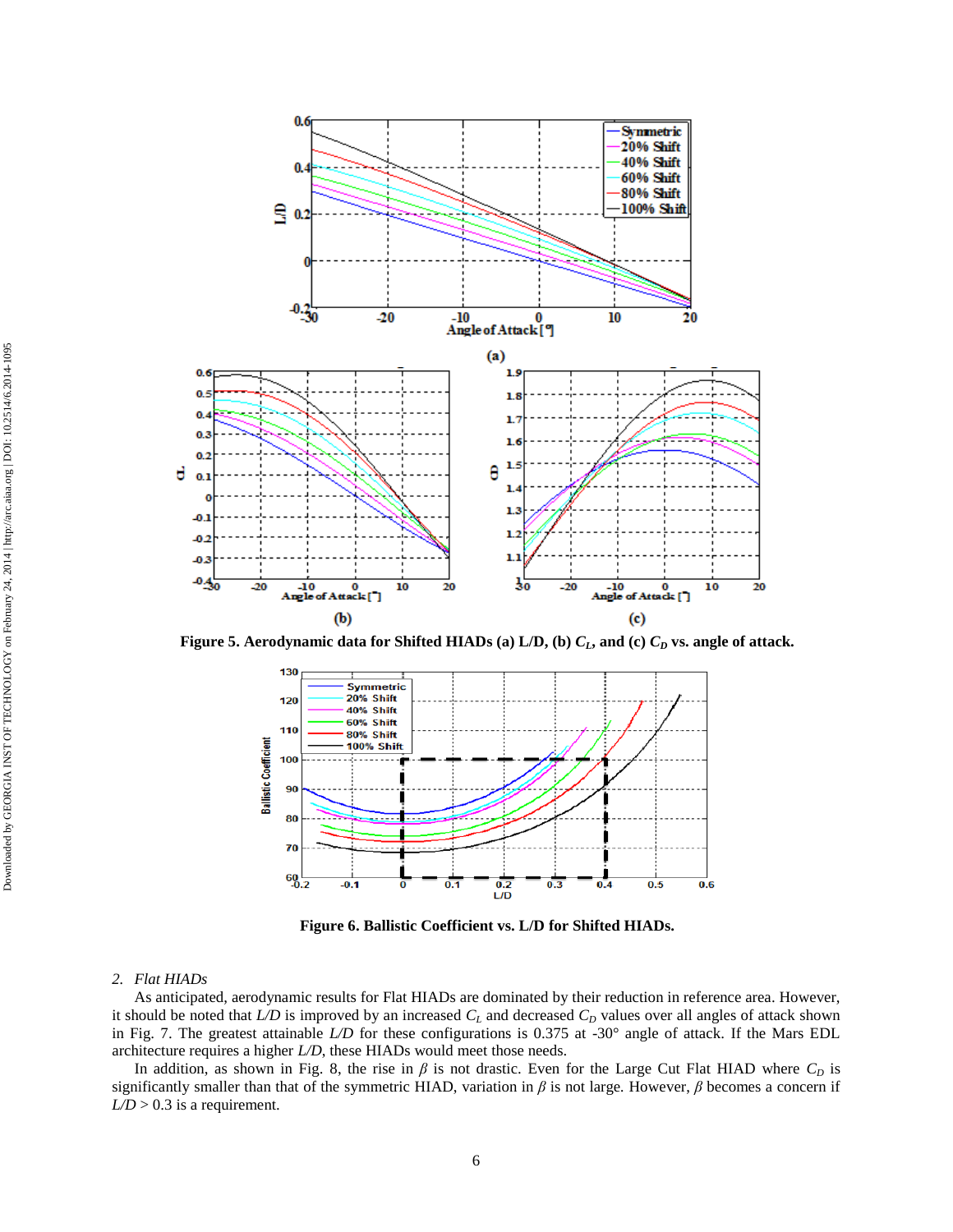Figure 5. Aerodynamic data for Shifted HIADs (a) L/D, (b) $C_L$, and (c) $C_D$ vs. angle of attack.

Figure 6. Ballistic Coefficient vs. L/D for Shifted HIADs.

### 2. *Flat HIADs*

As anticipated, aerodynamic results for Flat HIADs are dominated by their reduction in reference area. However, it should be noted that *L/D* is improved by an increased $C_L$ and decreased $C_D$ values over all angles of attack shown in Fig. 7. The greatest attainable *L/D* for these configurations is 0.375 at -30° angle of attack. If the Mars EDL architecture requires a higher *L/D*, these HIADs would meet those needs.

In addition, as shown in Fig. 8, the rise in $\beta$ is not drastic. Even for the Large Cut Flat HIAD where $C_D$ is significantly smaller than that of the symmetric HIAD, variation in $\beta$ is not large. However, $\beta$ becomes a concern if $L/D > 0.3$ is a requirement.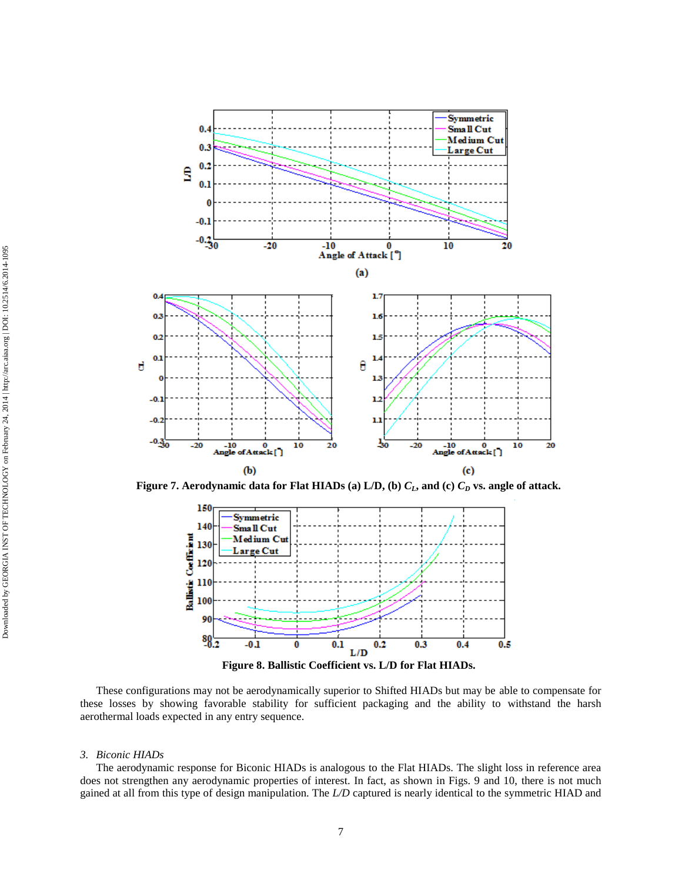Figure 7. Aerodynamic data for Flat HIADs (a) L/D, (b) $C_L$, and (c) $C_D$ vs. angle of attack.

Figure 8. Ballistic Coefficient vs. L/D for Flat HIADs.

These configurations may not be aerodynamically superior to Shifted HIADs but may be able to compensate for these losses by showing favorable stability for sufficient packaging and the ability to withstand the harsh aerothermal loads expected in any entry sequence.

### *3. Biconic HIADs*

The aerodynamic response for Biconic HIADs is analogous to the Flat HIADs. The slight loss in reference area does not strengthen any aerodynamic properties of interest. In fact, as shown in Figs. 9 and 10, there is not much gained at all from this type of design manipulation. The *L/D* captured is nearly identical to the symmetric HIAD and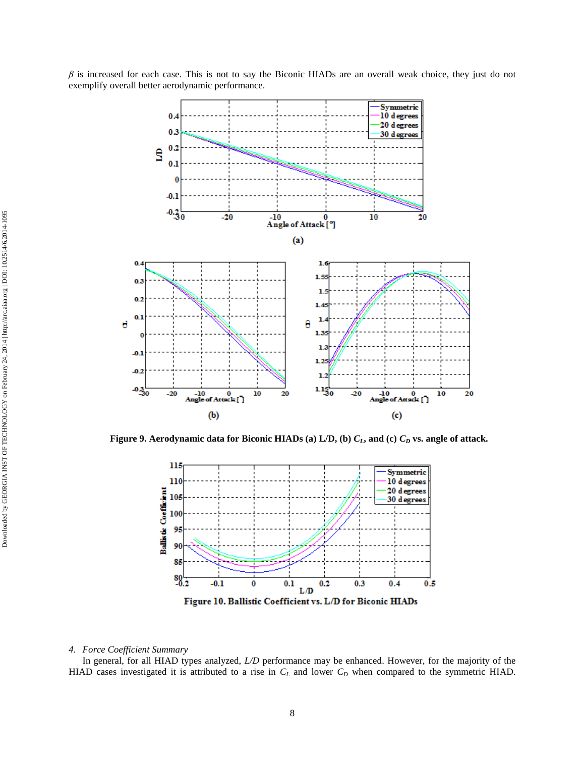$\beta$ is increased for each case. This is not to say the Biconic HIADs are an overall weak choice, they just do not exemplify overall better aerodynamic performance.

**Figure 9. Aerodynamic data for Biconic HIADs (a) L/D, (b) $C_L$, and (c) $C_D$ vs. angle of attack.**

**Figure 10. Ballistic Coefficient vs. L/D for Biconic HIADs**

*4. Force Coefficient Summary*

In general, for all HIAD types analyzed, *L/D* performance may be enhanced. However, for the majority of the HIAD cases investigated it is attributed to a rise in $C_L$ and lower $C_D$ when compared to the symmetric HIAD.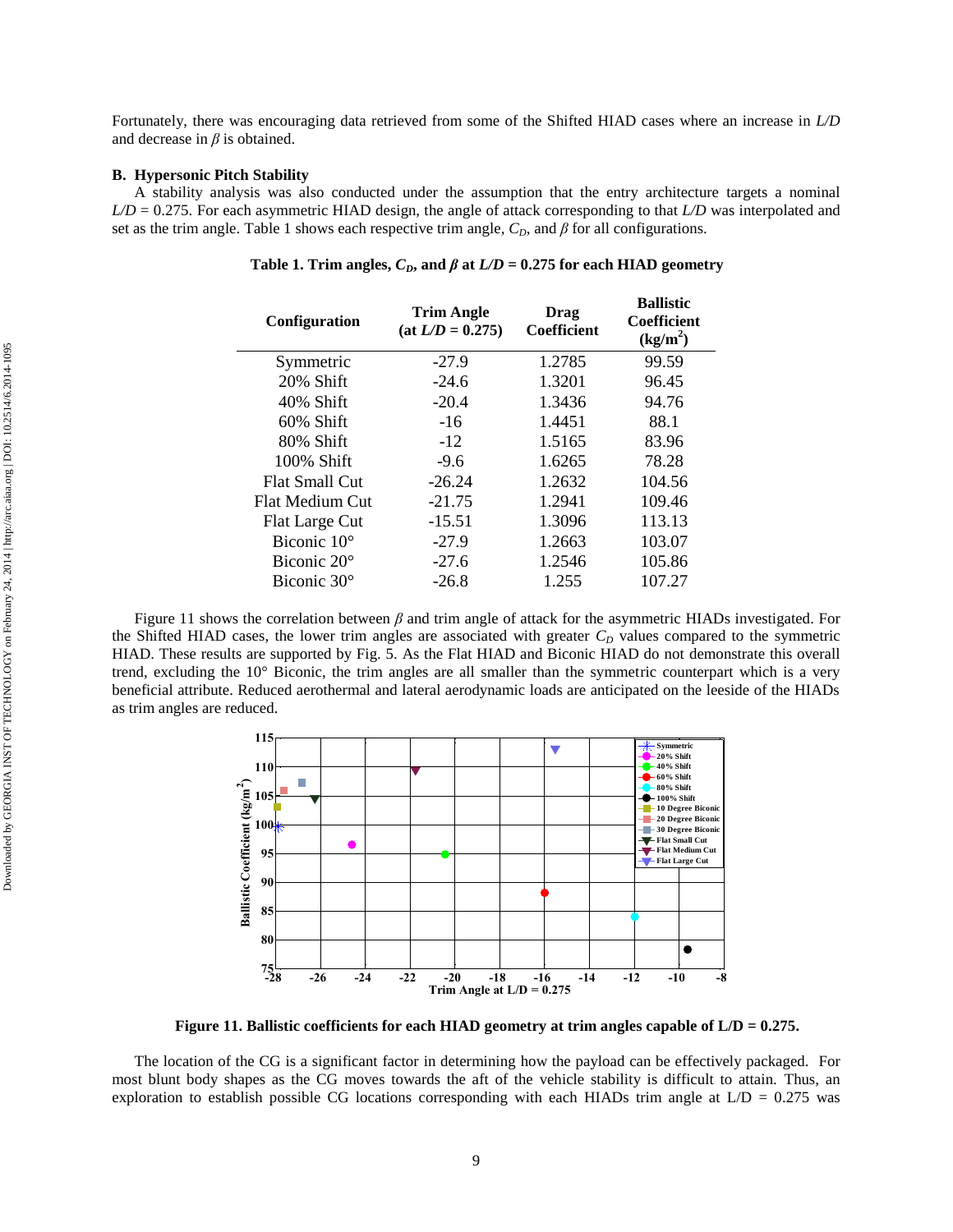Fortunately, there was encouraging data retrieved from some of the Shifted HIAD cases where an increase in $L/D$ and decrease in $\beta$ is obtained.

### B. Hypersonic Pitch Stability

A stability analysis was also conducted under the assumption that the entry architecture targets a nominal $L/D = 0.275$. For each asymmetric HIAD design, the angle of attack corresponding to that $L/D$ was interpolated and set as the trim angle. Table 1 shows each respective trim angle, $C_D$, and $\beta$ for all configurations.

**Table 1. Trim angles, $C_D$, and $\beta$ at $L/D = 0.275$ for each HIAD geometry**

| Configuration | Trim Angle (at $L/D = 0.275$) | Drag Coefficient | Ballistic Coefficient (kg/m$^2$) |
|---|---|---|---|
| Symmetric | -27.9 | 1.2785 | 99.59 |
| 20% Shift | -24.6 | 1.3201 | 96.45 |
| 40% Shift | -20.4 | 1.3436 | 94.76 |
| 60% Shift | -16 | 1.4451 | 88.1 |
| 80% Shift | -12 | 1.5165 | 83.96 |
| 100% Shift | -9.6 | 1.6265 | 78.28 |
| Flat Small Cut | -26.24 | 1.2632 | 104.56 |
| Flat Medium Cut | -21.75 | 1.2941 | 109.46 |
| Flat Large Cut | -15.51 | 1.3096 | 113.13 |
| Biconic 10° | -27.9 | 1.2663 | 103.07 |
| Biconic 20° | -27.6 | 1.2546 | 105.86 |
| Biconic 30° | -26.8 | 1.255 | 107.27 |

Figure 11 shows the correlation between $\beta$ and trim angle of attack for the asymmetric HIADs investigated. For the Shifted HIAD cases, the lower trim angles are associated with greater $C_D$ values compared to the symmetric HIAD. These results are supported by Fig. 5. As the Flat HIAD and Biconic HIAD do not demonstrate this overall trend, excluding the 10° Biconic, the trim angles are all smaller than the symmetric counterpart which is a very beneficial attribute. Reduced aerothermal and lateral aerodynamic loads are anticipated on the leeside of the HIADs as trim angles are reduced.

**Figure 11. Ballistic coefficients for each HIAD geometry at trim angles capable of L/D = 0.275.**

The location of the CG is a significant factor in determining how the payload can be effectively packaged. For most blunt body shapes as the CG moves towards the aft of the vehicle stability is difficult to attain. Thus, an exploration to establish possible CG locations corresponding with each HIADs trim angle at L/D = 0.275 was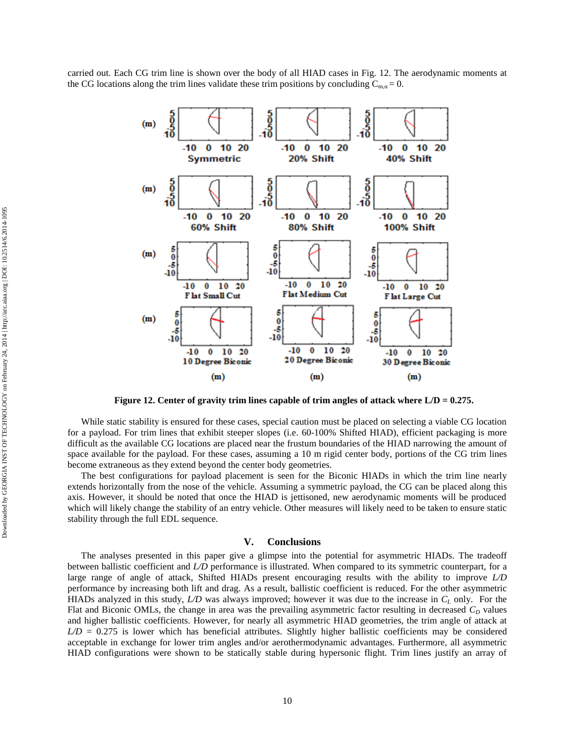carried out. Each CG trim line is shown over the body of all HIAD cases in Fig. 12. The aerodynamic moments at the CG locations along the trim lines validate these trim positions by concluding $C_{m,\alpha} = 0$.

**Figure 12. Center of gravity trim lines capable of trim angles of attack where L/D = 0.275.**

While static stability is ensured for these cases, special caution must be placed on selecting a viable CG location for a payload. For trim lines that exhibit steeper slopes (i.e. 60-100% Shifted HIAD), efficient packaging is more difficult as the available CG locations are placed near the frustum boundaries of the HIAD narrowing the amount of space available for the payload. For these cases, assuming a 10 m rigid center body, portions of the CG trim lines become extraneous as they extend beyond the center body geometries.

The best configurations for payload placement is seen for the Biconic HIADs in which the trim line nearly extends horizontally from the nose of the vehicle. Assuming a symmetric payload, the CG can be placed along this axis. However, it should be noted that once the HIAD is jettisoned, new aerodynamic moments will be produced which will likely change the stability of an entry vehicle. Other measures will likely need to be taken to ensure static stability through the full EDL sequence.

## V. Conclusions

The analyses presented in this paper give a glimpse into the potential for asymmetric HIADs. The tradeoff between ballistic coefficient and *L/D* performance is illustrated. When compared to its symmetric counterpart, for a large range of angle of attack, Shifted HIADs present encouraging results with the ability to improve *L/D* performance by increasing both lift and drag. As a result, ballistic coefficient is reduced. For the other asymmetric HIADs analyzed in this study, *L/D* was always improved; however it was due to the increase in $C_L$ only. For the Flat and Biconic OMLs, the change in area was the prevailing asymmetric factor resulting in decreased $C_D$ values and higher ballistic coefficients. However, for nearly all asymmetric HIAD geometries, the trim angle of attack at $L/D$ = 0.275 is lower which has beneficial attributes. Slightly higher ballistic coefficients may be considered acceptable in exchange for lower trim angles and/or aerothermodynamic advantages. Furthermore, all asymmetric HIAD configurations were shown to be statically stable during hypersonic flight. Trim lines justify an array of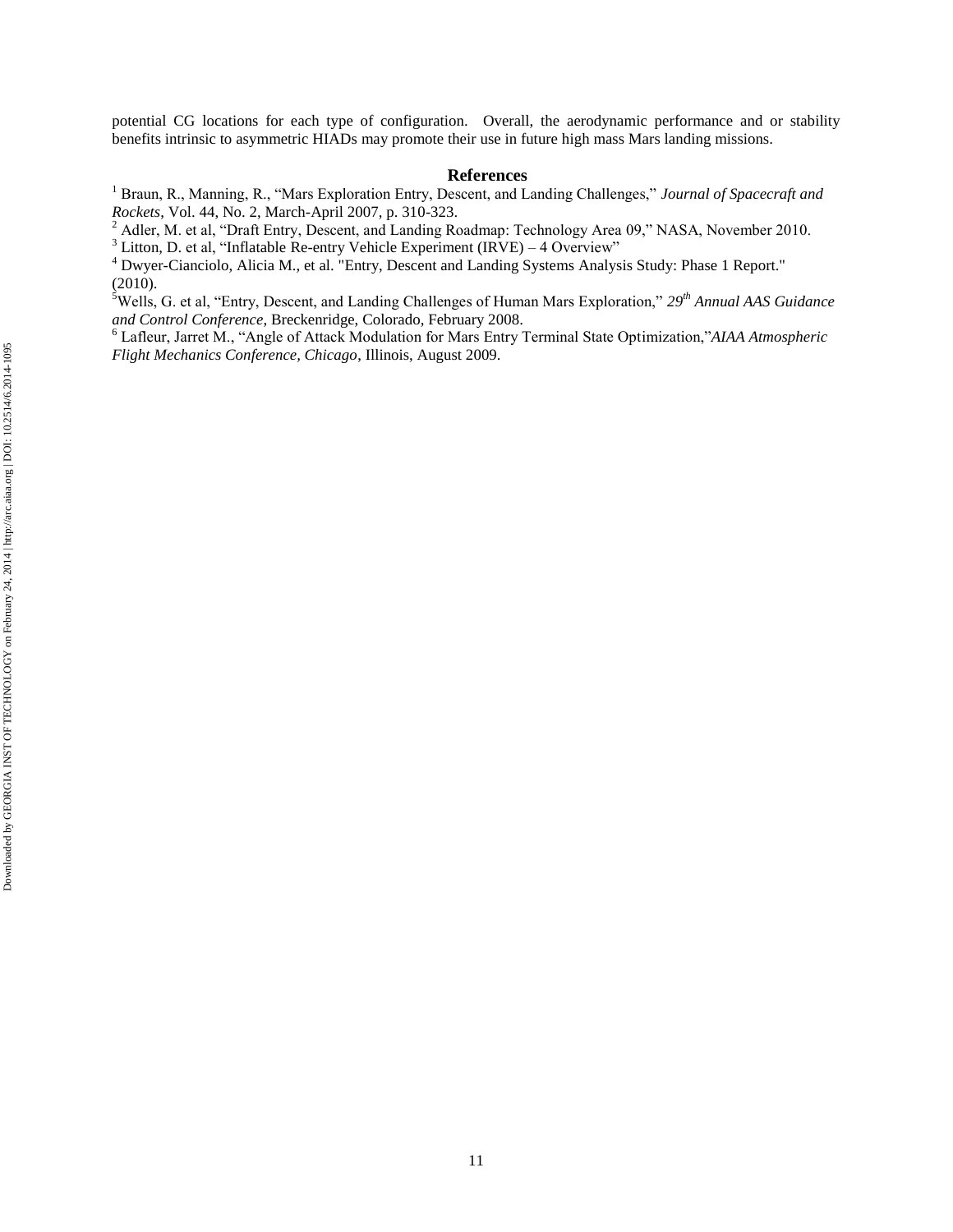potential CG locations for each type of configuration. Overall, the aerodynamic performance and or stability benefits intrinsic to asymmetric HIADs may promote their use in future high mass Mars landing missions.

## References

[1] Braun, R., Manning, R., "Mars Exploration Entry, Descent, and Landing Challenges," *Journal of Spacecraft and Rockets*, Vol. 44, No. 2, March-April 2007, p. 310-323.

[2] Adler, M. et al, "Draft Entry, Descent, and Landing Roadmap: Technology Area 09," NASA, November 2010.

[3] Litton, D. et al, "Inflatable Re-entry Vehicle Experiment (IRVE) – 4 Overview"

[4] Dwyer-Cianciolo, Alicia M., et al. "Entry, Descent and Landing Systems Analysis Study: Phase 1 Report." (2010).

[5] Wells, G. et al, "Entry, Descent, and Landing Challenges of Human Mars Exploration," *29th Annual AAS Guidance and Control Conference*, Breckenridge, Colorado, February 2008.

[6] Lafleur, Jarret M., "Angle of Attack Modulation for Mars Entry Terminal State Optimization,"*AIAA Atmospheric Flight Mechanics Conference, Chicago*, Illinois, August 2009.